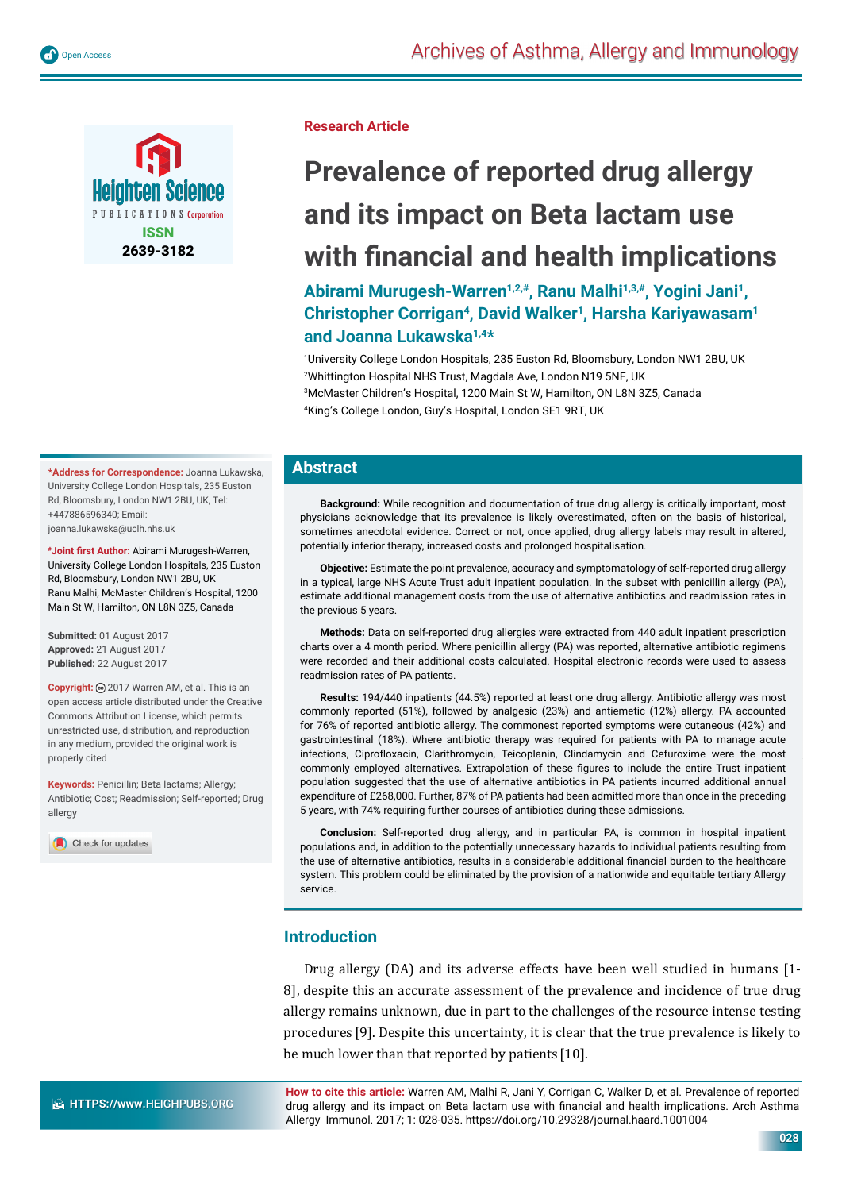Research Article

# Prevalence of reported drug allergy and its impact on Beta lactam use with financial and health implications

**Abirami Murugesh-Warren[1,2,#], Ranu Malhi[1,3,#], Yogini Jani[1], Christopher Corrigan[4], David Walker[1], Harsha Kariyawasam[1] and Joanna Lukawska[1,4*]**

[1]University College London Hospitals, 235 Euston Rd, Bloomsbury, London NW1 2BU, UK
[2]Whittington Hospital NHS Trust, Magdala Ave, London N19 5NF, UK
[3]McMaster Children's Hospital, 1200 Main St W, Hamilton, ON L8N 3Z5, Canada
[4]King's College London, Guy's Hospital, London SE1 9RT, UK

**\*Address for Correspondence:** Joanna Lukawska, University College London Hospitals, 235 Euston Rd, Bloomsbury, London NW1 2BU, UK, Tel: +447886596340; Email: joanna.lukawska@uclh.nhs.uk

**#Joint first Author:** Abirami Murugesh-Warren, University College London Hospitals, 235 Euston Rd, Bloomsbury, London NW1 2BU, UK
Ranu Malhi, McMaster Children's Hospital, 1200 Main St W, Hamilton, ON L8N 3Z5, Canada

**Submitted:** 01 August 2017
**Approved:** 21 August 2017
**Published:** 22 August 2017

**Copyright:** © 2017 Warren AM, et al. This is an open access article distributed under the Creative Commons Attribution License, which permits unrestricted use, distribution, and reproduction in any medium, provided the original work is properly cited

**Keywords:** Penicillin; Beta lactams; Allergy; Antibiotic; Cost; Readmission; Self-reported; Drug allergy

## Abstract

**Background:** While recognition and documentation of true drug allergy is critically important, most physicians acknowledge that its prevalence is likely overestimated, often on the basis of historical, sometimes anecdotal evidence. Correct or not, once applied, drug allergy labels may result in altered, potentially inferior therapy, increased costs and prolonged hospitalisation.

**Objective:** Estimate the point prevalence, accuracy and symptomatology of self-reported drug allergy in a typical, large NHS Acute Trust adult inpatient population. In the subset with penicillin allergy (PA), estimate additional management costs from the use of alternative antibiotics and readmission rates in the previous 5 years.

**Methods:** Data on self-reported drug allergies were extracted from 440 adult inpatient prescription charts over a 4 month period. Where penicillin allergy (PA) was reported, alternative antibiotic regimens were recorded and their additional costs calculated. Hospital electronic records were used to assess readmission rates of PA patients.

**Results:** 194/440 inpatients (44.5%) reported at least one drug allergy. Antibiotic allergy was most commonly reported (51%), followed by analgesic (23%) and antiemetic (12%) allergy. PA accounted for 76% of reported antibiotic allergy. The commonest reported symptoms were cutaneous (42%) and gastrointestinal (18%). Where antibiotic therapy was required for patients with PA to manage acute infections, Ciprofloxacin, Clarithromycin, Teicoplanin, Clindamycin and Cefuroxime were the most commonly employed alternatives. Extrapolation of these figures to include the entire Trust inpatient population suggested that the use of alternative antibiotics in PA patients incurred additional annual expenditure of £268,000. Further, 87% of PA patients had been admitted more than once in the preceding 5 years, with 74% requiring further courses of antibiotics during these admissions.

**Conclusion:** Self-reported drug allergy, and in particular PA, is common in hospital inpatient populations and, in addition to the potentially unnecessary hazards to individual patients resulting from the use of alternative antibiotics, results in a considerable additional financial burden to the healthcare system. This problem could be eliminated by the provision of a nationwide and equitable tertiary Allergy service.

## Introduction

Drug allergy (DA) and its adverse effects have been well studied in humans [1-8], despite this an accurate assessment of the prevalence and incidence of true drug allergy remains unknown, due in part to the challenges of the resource intense testing procedures [9]. Despite this uncertainty, it is clear that the true prevalence is likely to be much lower than that reported by patients [10].

**How to cite this article:** Warren AM, Malhi R, Jani Y, Corrigan C, Walker D, et al. Prevalence of reported drug allergy and its impact on Beta lactam use with financial and health implications. Arch Asthma Allergy Immunol. 2017; 1: 028-035. https://doi.org/10.29328/journal.haard.1001004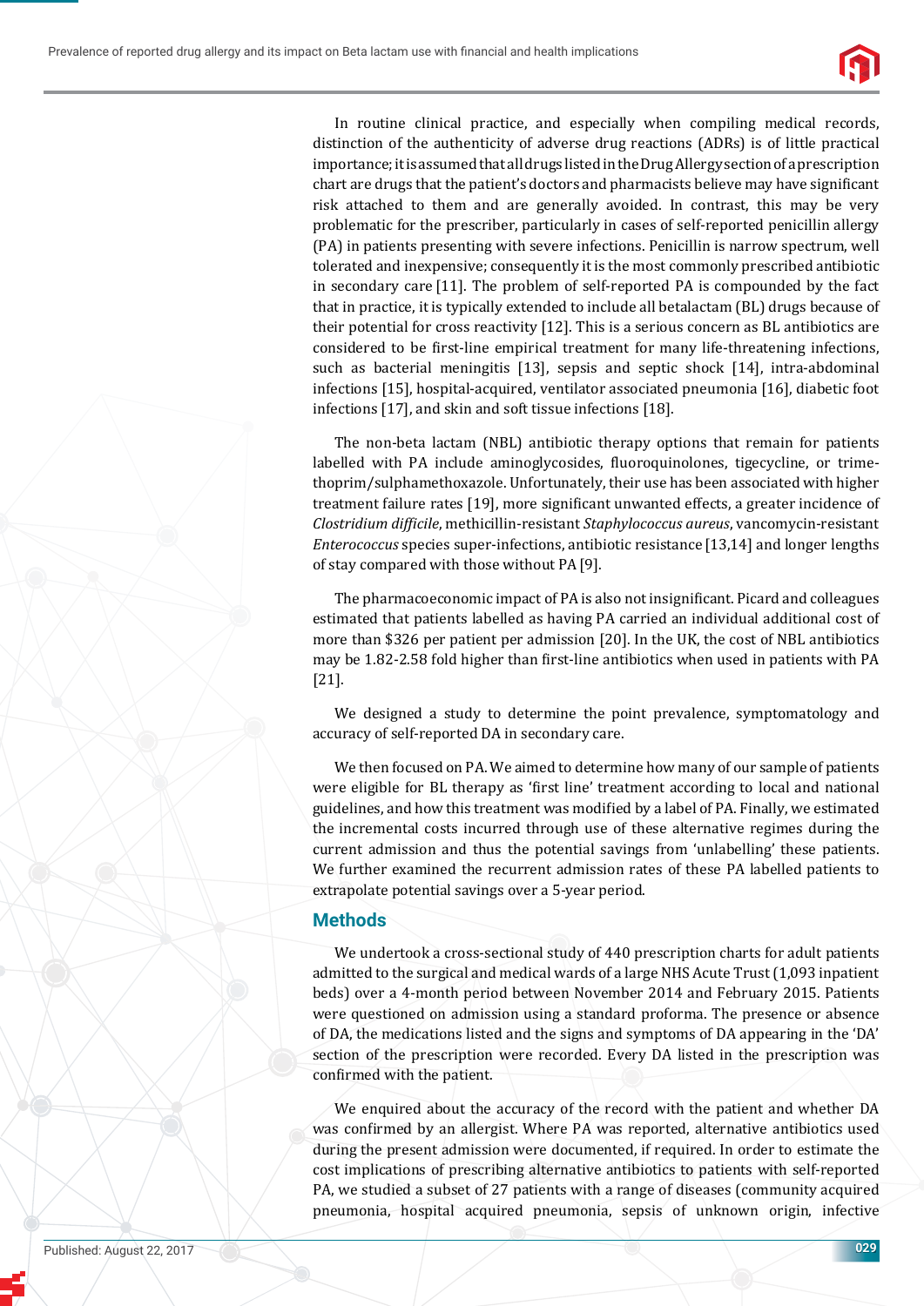In routine clinical practice, and especially when compiling medical records, distinction of the authenticity of adverse drug reactions (ADRs) is of little practical importance; it is assumed that all drugs listed in the Drug Allergy section of a prescription chart are drugs that the patient's doctors and pharmacists believe may have significant risk attached to them and are generally avoided. In contrast, this may be very problematic for the prescriber, particularly in cases of self-reported penicillin allergy (PA) in patients presenting with severe infections. Penicillin is narrow spectrum, well tolerated and inexpensive; consequently it is the most commonly prescribed antibiotic in secondary care [11]. The problem of self-reported PA is compounded by the fact that in practice, it is typically extended to include all betalactam (BL) drugs because of their potential for cross reactivity [12]. This is a serious concern as BL antibiotics are considered to be first-line empirical treatment for many life-threatening infections, such as bacterial meningitis [13], sepsis and septic shock [14], intra-abdominal infections [15], hospital-acquired, ventilator associated pneumonia [16], diabetic foot infections [17], and skin and soft tissue infections [18].

The non-beta lactam (NBL) antibiotic therapy options that remain for patients labelled with PA include aminoglycosides, fluoroquinolones, tigecycline, or trimethoprim/sulphamethoxazole. Unfortunately, their use has been associated with higher treatment failure rates [19], more significant unwanted effects, a greater incidence of *Clostridium difficile*, methicillin-resistant *Staphylococcus aureus*, vancomycin-resistant *Enterococcus* species super-infections, antibiotic resistance [13,14] and longer lengths of stay compared with those without PA [9].

The pharmacoeconomic impact of PA is also not insignificant. Picard and colleagues estimated that patients labelled as having PA carried an individual additional cost of more than $326 per patient per admission [20]. In the UK, the cost of NBL antibiotics may be 1.82-2.58 fold higher than first-line antibiotics when used in patients with PA [21].

We designed a study to determine the point prevalence, symptomatology and accuracy of self-reported DA in secondary care.

We then focused on PA. We aimed to determine how many of our sample of patients were eligible for BL therapy as 'first line' treatment according to local and national guidelines, and how this treatment was modified by a label of PA. Finally, we estimated the incremental costs incurred through use of these alternative regimes during the current admission and thus the potential savings from 'unlabelling' these patients. We further examined the recurrent admission rates of these PA labelled patients to extrapolate potential savings over a 5-year period.

## Methods

We undertook a cross-sectional study of 440 prescription charts for adult patients admitted to the surgical and medical wards of a large NHS Acute Trust (1,093 inpatient beds) over a 4-month period between November 2014 and February 2015. Patients were questioned on admission using a standard proforma. The presence or absence of DA, the medications listed and the signs and symptoms of DA appearing in the 'DA' section of the prescription were recorded. Every DA listed in the prescription was confirmed with the patient.

We enquired about the accuracy of the record with the patient and whether DA was confirmed by an allergist. Where PA was reported, alternative antibiotics used during the present admission were documented, if required. In order to estimate the cost implications of prescribing alternative antibiotics to patients with self-reported PA, we studied a subset of 27 patients with a range of diseases (community acquired pneumonia, hospital acquired pneumonia, sepsis of unknown origin, infective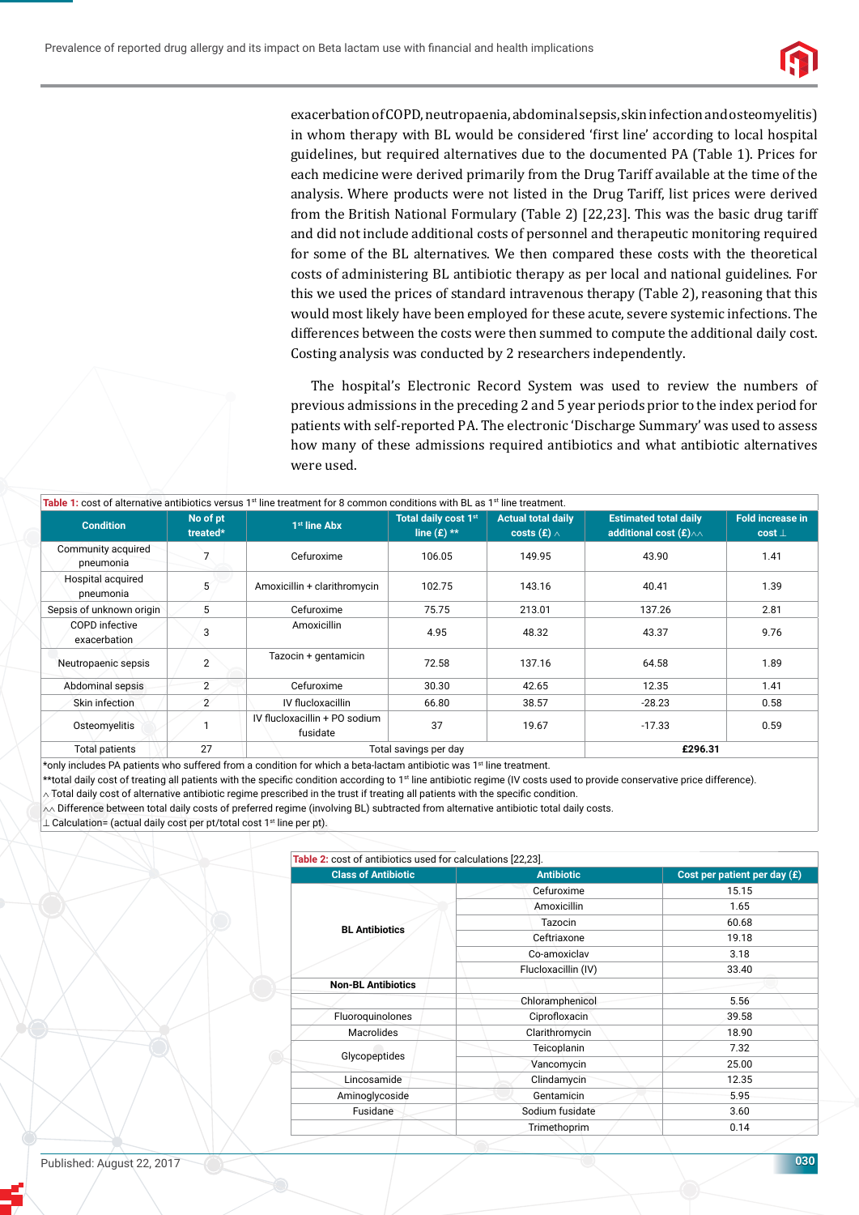exacerbation of COPD, neutropaenia, abdominal sepsis, skin infection and osteomyelitis) in whom therapy with BL would be considered 'first line' according to local hospital guidelines, but required alternatives due to the documented PA (Table 1). Prices for each medicine were derived primarily from the Drug Tariff available at the time of the analysis. Where products were not listed in the Drug Tariff, list prices were derived from the British National Formulary (Table 2) [22,23]. This was the basic drug tariff and did not include additional costs of personnel and therapeutic monitoring required for some of the BL alternatives. We then compared these costs with the theoretical costs of administering BL antibiotic therapy as per local and national guidelines. For this we used the prices of standard intravenous therapy (Table 2), reasoning that this would most likely have been employed for these acute, severe systemic infections. The differences between the costs were then summed to compute the additional daily cost. Costing analysis was conducted by 2 researchers independently.

The hospital's Electronic Record System was used to review the numbers of previous admissions in the preceding 2 and 5 year periods prior to the index period for patients with self-reported PA. The electronic 'Discharge Summary' was used to assess how many of these admissions required antibiotics and what antibiotic alternatives were used.

**Table 1:** cost of alternative antibiotics versus 1st line treatment for 8 common conditions with BL as 1st line treatment.

| Condition | No of pt treated* | 1st line Abx | Total daily cost 1st line (£) ** | Actual total daily costs (£) ^ | Estimated total daily additional cost (£)^^ | Fold increase in cost ⊥ |
|---|---|---|---|---|---|---|
| Community acquired pneumonia | 7 | Cefuroxime | 106.05 | 149.95 | 43.90 | 1.41 |
| Hospital acquired pneumonia | 5 | Amoxicillin + clarithromycin | 102.75 | 143.16 | 40.41 | 1.39 |
| Sepsis of unknown origin | 5 | Cefuroxime | 75.75 | 213.01 | 137.26 | 2.81 |
| COPD infective exacerbation | 3 | Amoxicillin | 4.95 | 48.32 | 43.37 | 9.76 |
| Neutropaenic sepsis | 2 | Tazocin + gentamicin | 72.58 | 137.16 | 64.58 | 1.89 |
| Abdominal sepsis | 2 | Cefuroxime | 30.30 | 42.65 | 12.35 | 1.41 |
| Skin infection | 2 | IV flucloxacillin | 66.80 | 38.57 | -28.23 | 0.58 |
| Osteomyelitis | 1 | IV flucloxacillin + PO sodium fusidate | 37 | 19.67 | -17.33 | 0.59 |
| Total patients | 27 | Total savings per day | | | **£296.31** | |

*only includes PA patients who suffered from a condition for which a beta-lactam antibiotic was 1st line treatment.

**total daily cost of treating all patients with the specific condition according to 1st line antibiotic regime (IV costs used to provide conservative price difference).

^ Total daily cost of alternative antibiotic regime prescribed in the trust if treating all patients with the specific condition.

^^ Difference between total daily costs of preferred regime (involving BL) subtracted from alternative antibiotic total daily costs.

⊥ Calculation= (actual daily cost per pt/total cost 1st line per pt).

**Table 2:** cost of antibiotics used for calculations [22,23].

| Class of Antibiotic | Antibiotic | Cost per patient per day (£) |
|---|---|---|
| BL Antibiotics | Cefuroxime | 15.15 |
| | Amoxicillin | 1.65 |
| | Tazocin | 60.68 |
| | Ceftriaxone | 19.18 |
| | Co-amoxiclav | 3.18 |
| | Flucloxacillin (IV) | 33.40 |
| **Non-BL Antibiotics** | | |
| | Chloramphenicol | 5.56 |
| Fluoroquinolones | Ciprofloxacin | 39.58 |
| Macrolides | Clarithromycin | 18.90 |
| Glycopeptides | Teicoplanin | 7.32 |
| | Vancomycin | 25.00 |
| Lincosamide | Clindamycin | 12.35 |
| Aminoglycoside | Gentamicin | 5.95 |
| Fusidane | Sodium fusidate | 3.60 |
| | Trimethoprim | 0.14 |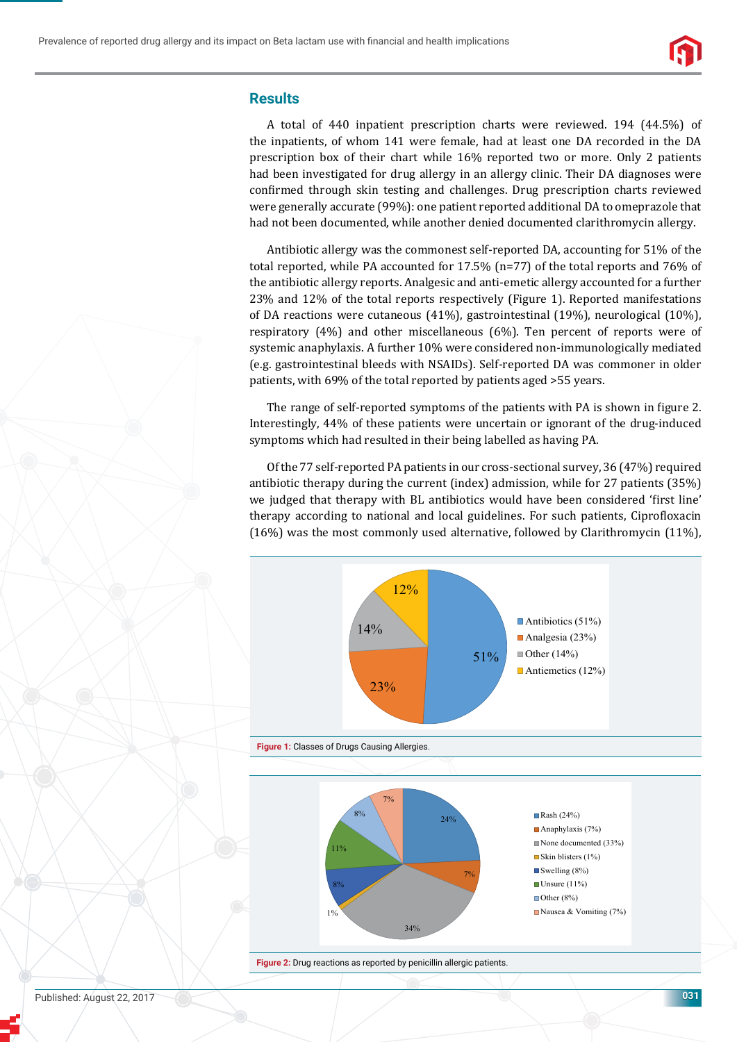## Results

A total of 440 inpatient prescription charts were reviewed. 194 (44.5%) of the inpatients, of whom 141 were female, had at least one DA recorded in the DA prescription box of their chart while 16% reported two or more. Only 2 patients had been investigated for drug allergy in an allergy clinic. Their DA diagnoses were confirmed through skin testing and challenges. Drug prescription charts reviewed were generally accurate (99%): one patient reported additional DA to omeprazole that had not been documented, while another denied documented clarithromycin allergy.

Antibiotic allergy was the commonest self-reported DA, accounting for 51% of the total reported, while PA accounted for 17.5% (n=77) of the total reports and 76% of the antibiotic allergy reports. Analgesic and anti-emetic allergy accounted for a further 23% and 12% of the total reports respectively (Figure 1). Reported manifestations of DA reactions were cutaneous (41%), gastrointestinal (19%), neurological (10%), respiratory (4%) and other miscellaneous (6%). Ten percent of reports were of systemic anaphylaxis. A further 10% were considered non-immunologically mediated (e.g. gastrointestinal bleeds with NSAIDs). Self-reported DA was commoner in older patients, with 69% of the total reported by patients aged >55 years.

The range of self-reported symptoms of the patients with PA is shown in figure 2. Interestingly, 44% of these patients were uncertain or ignorant of the drug-induced symptoms which had resulted in their being labelled as having PA.

Of the 77 self-reported PA patients in our cross-sectional survey, 36 (47%) required antibiotic therapy during the current (index) admission, while for 27 patients (35%) we judged that therapy with BL antibiotics would have been considered 'first line' therapy according to national and local guidelines. For such patients, Ciprofloxacin (16%) was the most commonly used alternative, followed by Clarithromycin (11%),

Figure 1: Classes of Drugs Causing Allergies.

Figure 2: Drug reactions as reported by penicillin allergic patients.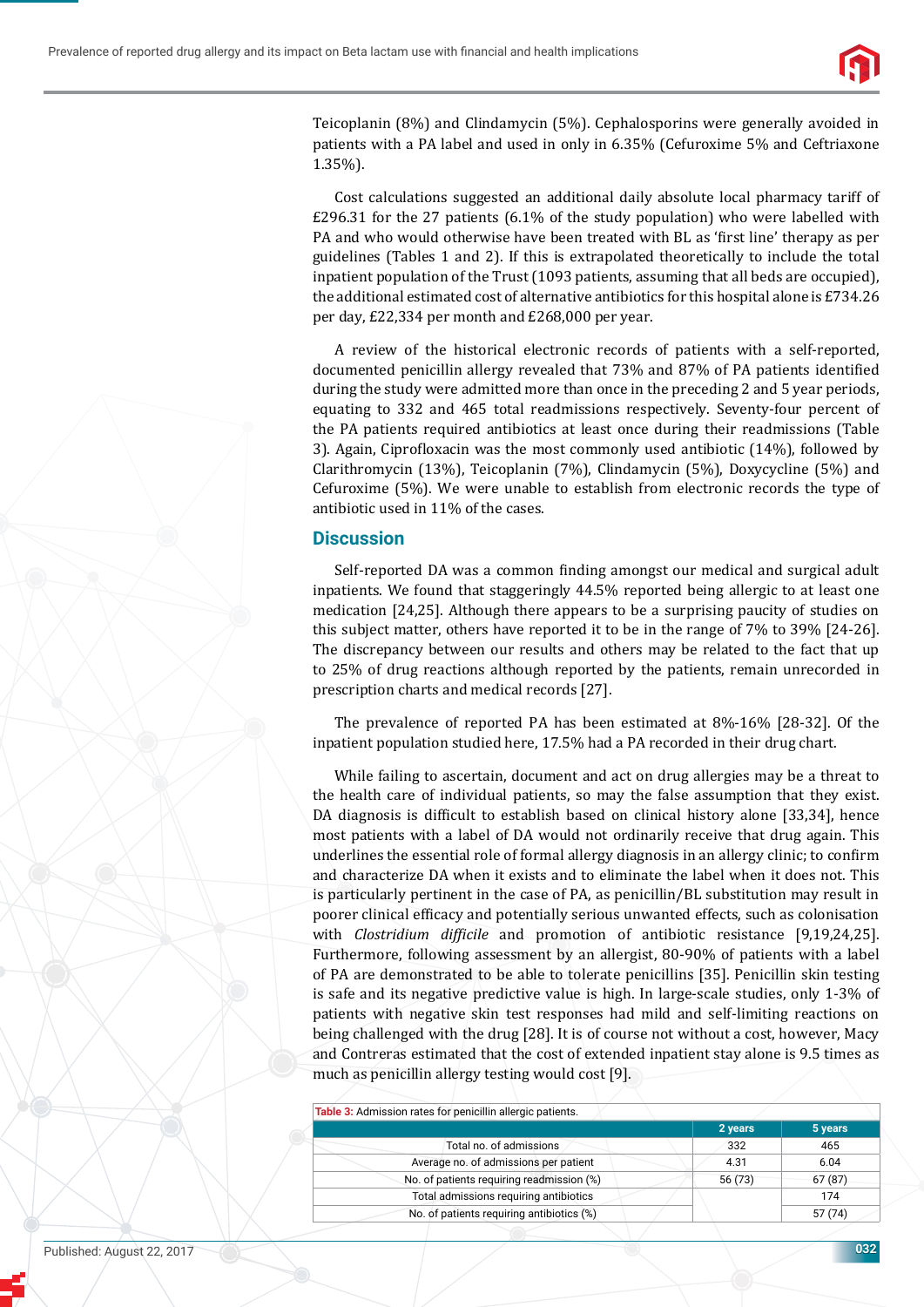Teicoplanin (8%) and Clindamycin (5%). Cephalosporins were generally avoided in patients with a PA label and used in only in 6.35% (Cefuroxime 5% and Ceftriaxone 1.35%).

Cost calculations suggested an additional daily absolute local pharmacy tariff of £296.31 for the 27 patients (6.1% of the study population) who were labelled with PA and who would otherwise have been treated with BL as 'first line' therapy as per guidelines (Tables 1 and 2). If this is extrapolated theoretically to include the total inpatient population of the Trust (1093 patients, assuming that all beds are occupied), the additional estimated cost of alternative antibiotics for this hospital alone is £734.26 per day, £22,334 per month and £268,000 per year.

A review of the historical electronic records of patients with a self-reported, documented penicillin allergy revealed that 73% and 87% of PA patients identified during the study were admitted more than once in the preceding 2 and 5 year periods, equating to 332 and 465 total readmissions respectively. Seventy-four percent of the PA patients required antibiotics at least once during their readmissions (Table 3). Again, Ciprofloxacin was the most commonly used antibiotic (14%), followed by Clarithromycin (13%), Teicoplanin (7%), Clindamycin (5%), Doxycycline (5%) and Cefuroxime (5%). We were unable to establish from electronic records the type of antibiotic used in 11% of the cases.

## Discussion

Self-reported DA was a common finding amongst our medical and surgical adult inpatients. We found that staggeringly 44.5% reported being allergic to at least one medication [24,25]. Although there appears to be a surprising paucity of studies on this subject matter, others have reported it to be in the range of 7% to 39% [24-26]. The discrepancy between our results and others may be related to the fact that up to 25% of drug reactions although reported by the patients, remain unrecorded in prescription charts and medical records [27].

The prevalence of reported PA has been estimated at 8%-16% [28-32]. Of the inpatient population studied here, 17.5% had a PA recorded in their drug chart.

While failing to ascertain, document and act on drug allergies may be a threat to the health care of individual patients, so may the false assumption that they exist. DA diagnosis is difficult to establish based on clinical history alone [33,34], hence most patients with a label of DA would not ordinarily receive that drug again. This underlines the essential role of formal allergy diagnosis in an allergy clinic; to confirm and characterize DA when it exists and to eliminate the label when it does not. This is particularly pertinent in the case of PA, as penicillin/BL substitution may result in poorer clinical efficacy and potentially serious unwanted effects, such as colonisation with *Clostridium difficile* and promotion of antibiotic resistance [9,19,24,25]. Furthermore, following assessment by an allergist, 80-90% of patients with a label of PA are demonstrated to be able to tolerate penicillins [35]. Penicillin skin testing is safe and its negative predictive value is high. In large-scale studies, only 1-3% of patients with negative skin test responses had mild and self-limiting reactions on being challenged with the drug [28]. It is of course not without a cost, however, Macy and Contreras estimated that the cost of extended inpatient stay alone is 9.5 times as much as penicillin allergy testing would cost [9].

**Table 3:** Admission rates for penicillin allergic patients.

| | 2 years | 5 years |
|---|---|---|
| Total no. of admissions | 332 | 465 |
| Average no. of admissions per patient | 4.31 | 6.04 |
| No. of patients requiring readmission (%) | 56 (73) | 67 (87) |
| Total admissions requiring antibiotics | | 174 |
| No. of patients requiring antibiotics (%) | | 57 (74) |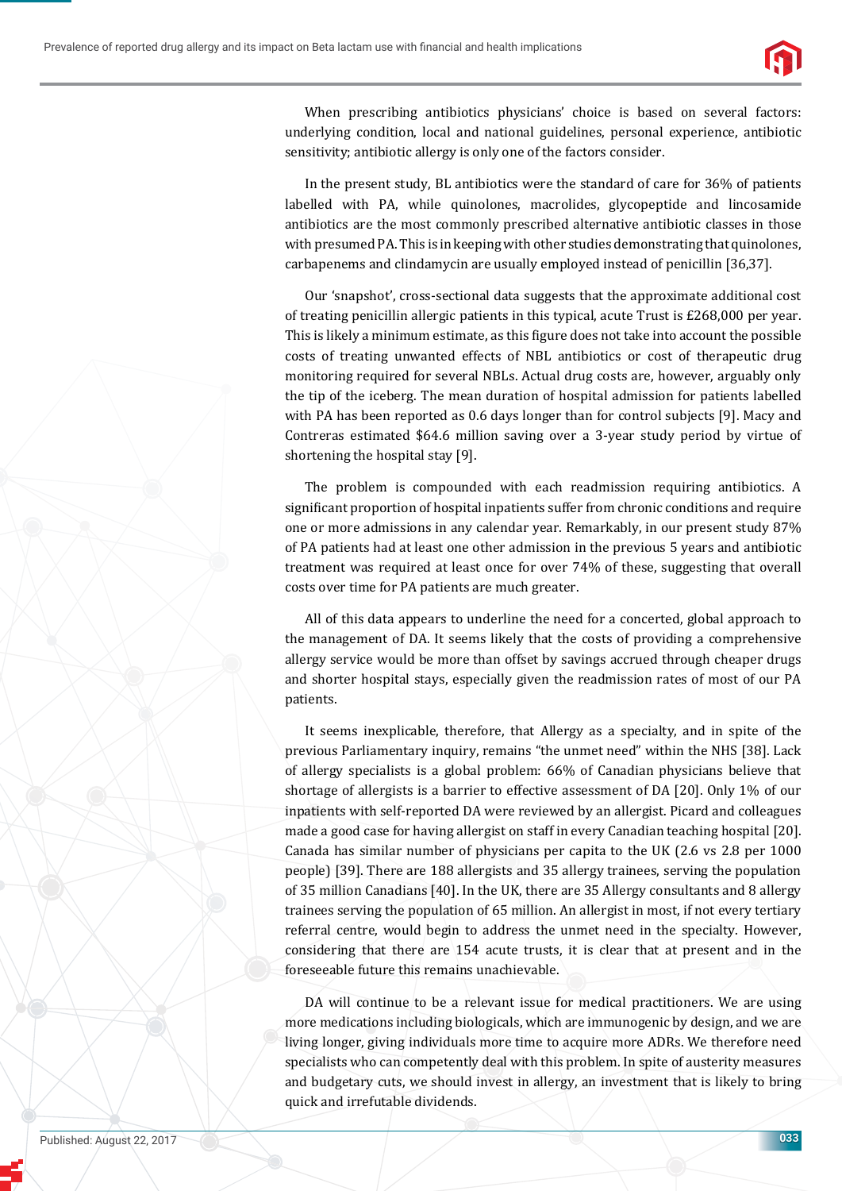When prescribing antibiotics physicians' choice is based on several factors: underlying condition, local and national guidelines, personal experience, antibiotic sensitivity; antibiotic allergy is only one of the factors consider.

In the present study, BL antibiotics were the standard of care for 36% of patients labelled with PA, while quinolones, macrolides, glycopeptide and lincosamide antibiotics are the most commonly prescribed alternative antibiotic classes in those with presumed PA. This is in keeping with other studies demonstrating that quinolones, carbapenems and clindamycin are usually employed instead of penicillin [36,37].

Our 'snapshot', cross-sectional data suggests that the approximate additional cost of treating penicillin allergic patients in this typical, acute Trust is £268,000 per year. This is likely a minimum estimate, as this figure does not take into account the possible costs of treating unwanted effects of NBL antibiotics or cost of therapeutic drug monitoring required for several NBLs. Actual drug costs are, however, arguably only the tip of the iceberg. The mean duration of hospital admission for patients labelled with PA has been reported as 0.6 days longer than for control subjects [9]. Macy and Contreras estimated $64.6 million saving over a 3-year study period by virtue of shortening the hospital stay [9].

The problem is compounded with each readmission requiring antibiotics. A significant proportion of hospital inpatients suffer from chronic conditions and require one or more admissions in any calendar year. Remarkably, in our present study 87% of PA patients had at least one other admission in the previous 5 years and antibiotic treatment was required at least once for over 74% of these, suggesting that overall costs over time for PA patients are much greater.

All of this data appears to underline the need for a concerted, global approach to the management of DA. It seems likely that the costs of providing a comprehensive allergy service would be more than offset by savings accrued through cheaper drugs and shorter hospital stays, especially given the readmission rates of most of our PA patients.

It seems inexplicable, therefore, that Allergy as a specialty, and in spite of the previous Parliamentary inquiry, remains "the unmet need" within the NHS [38]. Lack of allergy specialists is a global problem: 66% of Canadian physicians believe that shortage of allergists is a barrier to effective assessment of DA [20]. Only 1% of our inpatients with self-reported DA were reviewed by an allergist. Picard and colleagues made a good case for having allergist on staff in every Canadian teaching hospital [20]. Canada has similar number of physicians per capita to the UK (2.6 vs 2.8 per 1000 people) [39]. There are 188 allergists and 35 allergy trainees, serving the population of 35 million Canadians [40]. In the UK, there are 35 Allergy consultants and 8 allergy trainees serving the population of 65 million. An allergist in most, if not every tertiary referral centre, would begin to address the unmet need in the specialty. However, considering that there are 154 acute trusts, it is clear that at present and in the foreseeable future this remains unachievable.

DA will continue to be a relevant issue for medical practitioners. We are using more medications including biologicals, which are immunogenic by design, and we are living longer, giving individuals more time to acquire more ADRs. We therefore need specialists who can competently deal with this problem. In spite of austerity measures and budgetary cuts, we should invest in allergy, an investment that is likely to bring quick and irrefutable dividends.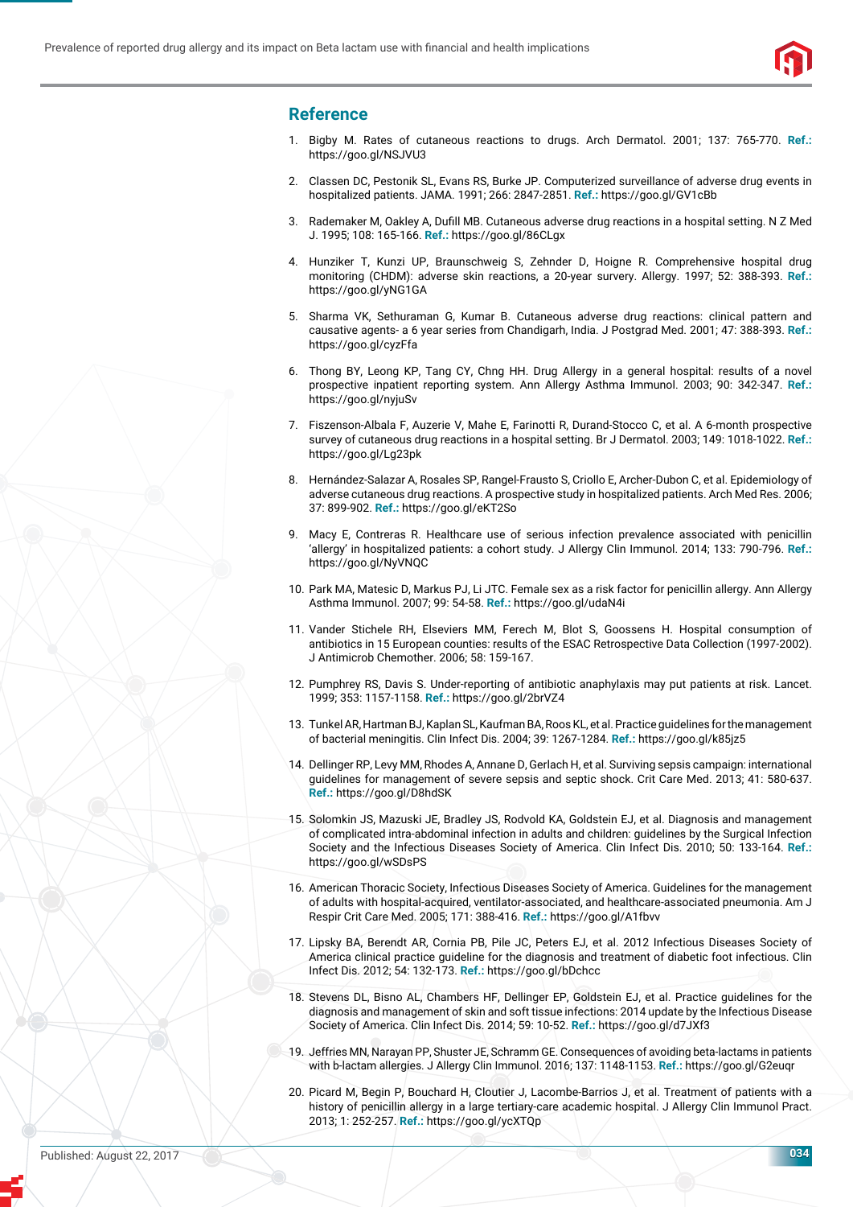## Reference

1. Bigby M. Rates of cutaneous reactions to drugs. Arch Dermatol. 2001; 137: 765-770. **Ref.:** https://goo.gl/NSJVU3
2. Classen DC, Pestonik SL, Evans RS, Burke JP. Computerized surveillance of adverse drug events in hospitalized patients. JAMA. 1991; 266: 2847-2851. **Ref.:** https://goo.gl/GV1cBb
3. Rademaker M, Oakley A, Dufill MB. Cutaneous adverse drug reactions in a hospital setting. N Z Med J. 1995; 108: 165-166. **Ref.:** https://goo.gl/86CLgx
4. Hunziker T, Kunzi UP, Braunschweig S, Zehnder D, Hoigne R. Comprehensive hospital drug monitoring (CHDM): adverse skin reactions, a 20-year survey. Allergy. 1997; 52: 388-393. **Ref.:** https://goo.gl/yNG1GA
5. Sharma VK, Sethuraman G, Kumar B. Cutaneous adverse drug reactions: clinical pattern and causative agents- a 6 year series from Chandigarh, India. J Postgrad Med. 2001; 47: 388-393. **Ref.:** https://goo.gl/cyzFfa
6. Thong BY, Leong KP, Tang CY, Chng HH. Drug Allergy in a general hospital: results of a novel prospective inpatient reporting system. Ann Allergy Asthma Immunol. 2003; 90: 342-347. **Ref.:** https://goo.gl/nyjuSv
7. Fiszenson-Albala F, Auzerie V, Mahe E, Farinotti R, Durand-Stocco C, et al. A 6-month prospective survey of cutaneous drug reactions in a hospital setting. Br J Dermatol. 2003; 149: 1018-1022. **Ref.:** https://goo.gl/Lg23pk
8. Hernández-Salazar A, Rosales SP, Rangel-Frausto S, Criollo E, Archer-Dubon C, et al. Epidemiology of adverse cutaneous drug reactions. A prospective study in hospitalized patients. Arch Med Res. 2006; 37: 899-902. **Ref.:** https://goo.gl/eKT2So
9. Macy E, Contreras R. Healthcare use of serious infection prevalence associated with penicillin 'allergy' in hospitalized patients: a cohort study. J Allergy Clin Immunol. 2014; 133: 790-796. **Ref.:** https://goo.gl/NyVNQC
10. Park MA, Matesic D, Markus PJ, Li JTC. Female sex as a risk factor for penicillin allergy. Ann Allergy Asthma Immunol. 2007; 99: 54-58. **Ref.:** https://goo.gl/udaN4i
11. Vander Stichele RH, Elseviers MM, Ferech M, Blot S, Goossens H. Hospital consumption of antibiotics in 15 European counties: results of the ESAC Retrospective Data Collection (1997-2002). J Antimicrob Chemother. 2006; 58: 159-167.
12. Pumphrey RS, Davis S. Under-reporting of antibiotic anaphylaxis may put patients at risk. Lancet. 1999; 353: 1157-1158. **Ref.:** https://goo.gl/2brVZ4
13. Tunkel AR, Hartman BJ, Kaplan SL, Kaufman BA, Roos KL, et al. Practice guidelines for the management of bacterial meningitis. Clin Infect Dis. 2004; 39: 1267-1284. **Ref.:** https://goo.gl/k85jz5
14. Dellinger RP, Levy MM, Rhodes A, Annane D, Gerlach H, et al. Surviving sepsis campaign: international guidelines for management of severe sepsis and septic shock. Crit Care Med. 2013; 41: 580-637. **Ref.:** https://goo.gl/D8hdSK
15. Solomkin JS, Mazuski JE, Bradley JS, Rodvold KA, Goldstein EJ, et al. Diagnosis and management of complicated intra-abdominal infection in adults and children: guidelines by the Surgical Infection Society and the Infectious Diseases Society of America. Clin Infect Dis. 2010; 50: 133-164. **Ref.:** https://goo.gl/wSDsPS
16. American Thoracic Society, Infectious Diseases Society of America. Guidelines for the management of adults with hospital-acquired, ventilator-associated, and healthcare-associated pneumonia. Am J Respir Crit Care Med. 2005; 171: 388-416. **Ref.:** https://goo.gl/A1fbvv
17. Lipsky BA, Berendt AR, Cornia PB, Pile JC, Peters EJ, et al. 2012 Infectious Diseases Society of America clinical practice guideline for the diagnosis and treatment of diabetic foot infectious. Clin Infect Dis. 2012; 54: 132-173. **Ref.:** https://goo.gl/bDchcc
18. Stevens DL, Bisno AL, Chambers HF, Dellinger EP, Goldstein EJ, et al. Practice guidelines for the diagnosis and management of skin and soft tissue infections: 2014 update by the Infectious Disease Society of America. Clin Infect Dis. 2014; 59: 10-52. **Ref.:** https://goo.gl/d7JXf3
19. Jeffries MN, Narayan PP, Shuster JE, Schramm GE. Consequences of avoiding beta-lactams in patients with b-lactam allergies. J Allergy Clin Immunol. 2016; 137: 1148-1153. **Ref.:** https://goo.gl/G2euqr
20. Picard M, Begin P, Bouchard H, Cloutier J, Lacombe-Barrios J, et al. Treatment of patients with a history of penicillin allergy in a large tertiary-care academic hospital. J Allergy Clin Immunol Pract. 2013; 1: 252-257. **Ref.:** https://goo.gl/ycXTQp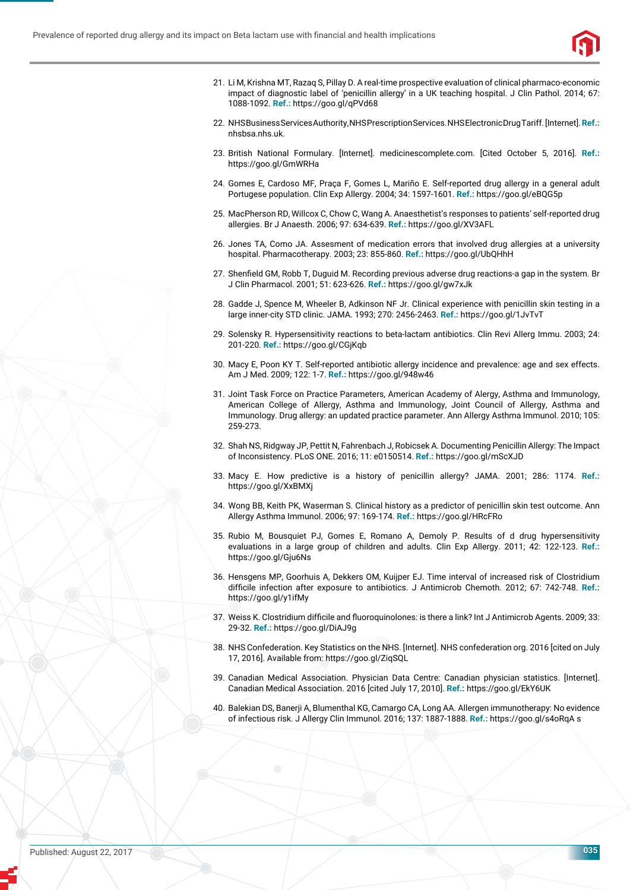21. Li M, Krishna MT, Razaq S, Pillay D. A real-time prospective evaluation of clinical pharmaco-economic impact of diagnostic label of 'penicillin allergy' in a UK teaching hospital. J Clin Pathol. 2014; 67: 1088-1092. **Ref.:** https://goo.gl/qPVd68

22. NHSBusinessServicesAuthority,NHSPrescriptionServices.NHSElectronicDrugTariff.[Internet]. **Ref.:** nhsbsa.nhs.uk.

23. British National Formulary. [Internet]. medicinescomplete.com. [Cited October 5, 2016]. **Ref.:** https://goo.gl/GmWRHa

24. Gomes E, Cardoso MF, Praça F, Gomes L, Mariño E. Self-reported drug allergy in a general adult Portugese population. Clin Exp Allergy. 2004; 34: 1597-1601. **Ref.:** https://goo.gl/eBQG5p

25. MacPherson RD, Willcox C, Chow C, Wang A. Anaesthetist's responses to patients' self-reported drug allergies. Br J Anaesth. 2006; 97: 634-639. **Ref.:** https://goo.gl/XV3AFL

26. Jones TA, Como JA. Assesment of medication errors that involved drug allergies at a university hospital. Pharmacotherapy. 2003; 23: 855-860. **Ref.:** https://goo.gl/UbQHhH

27. Shenfield GM, Robb T, Duguid M. Recording previous adverse drug reactions-a gap in the system. Br J Clin Pharmacol. 2001; 51: 623-626. **Ref.:** https://goo.gl/gw7xJk

28. Gadde J, Spence M, Wheeler B, Adkinson NF Jr. Clinical experience with penicillin skin testing in a large inner-city STD clinic. JAMA. 1993; 270: 2456-2463. **Ref.:** https://goo.gl/1JvTvT

29. Solensky R. Hypersensitivity reactions to beta-lactam antibiotics. Clin Revi Allerg Immu. 2003; 24: 201-220. **Ref.:** https://goo.gl/CGjKqb

30. Macy E, Poon KY T. Self-reported antibiotic allergy incidence and prevalence: age and sex effects. Am J Med. 2009; 122: 1-7. **Ref.:** https://goo.gl/948w46

31. Joint Task Force on Practice Parameters, American Academy of Allergy, Asthma and Immunology, American College of Allergy, Asthma and Immunology, Joint Council of Allergy, Asthma and Immunology. Drug allergy: an updated practice parameter. Ann Allergy Asthma Immunol. 2010; 105: 259-273.

32. Shah NS, Ridgway JP, Pettit N, Fahrenbach J, Robicsek A. Documenting Penicillin Allergy: The Impact of Inconsistency. PLoS ONE. 2016; 11: e0150514. **Ref.:** https://goo.gl/mScXJD

33. Macy E. How predictive is a history of penicillin allergy? JAMA. 2001; 286: 1174. **Ref.:** https://goo.gl/XxBMXj

34. Wong BB, Keith PK, Waserman S. Clinical history as a predictor of penicillin skin test outcome. Ann Allergy Asthma Immunol. 2006; 97: 169-174. **Ref.:** https://goo.gl/HRcFRo

35. Rubio M, Bousquiet PJ, Gomes E, Romano A, Demoly P. Results of d drug hypersensitivity evaluations in a large group of children and adults. Clin Exp Allergy. 2011; 42: 122-123. **Ref.:** https://goo.gl/Gju6Ns

36. Hensgens MP, Goorhuis A, Dekkers OM, Kuijper EJ. Time interval of increased risk of Clostridium difficile infection after exposure to antibiotics. J Antimicrob Chemoth. 2012; 67: 742-748. **Ref.:** https://goo.gl/y1ifMy

37. Weiss K. Clostridium difficile and fluoroquinolones: is there a link? Int J Antimicrob Agents. 2009; 33: 29-32. **Ref.:** https://goo.gl/DiAJ9g

38. NHS Confederation. Key Statistics on the NHS. [Internet]. NHS confederation org. 2016 [cited on July 17, 2016]. Available from: https://goo.gl/ZiqSQL

39. Canadian Medical Association. Physician Data Centre: Canadian physician statistics. [Internet]. Canadian Medical Association. 2016 [cited July 17, 2010]. **Ref.:** https://goo.gl/EkY6UK

40. Balekian DS, Banerji A, Blumenthal KG, Camargo CA, Long AA. Allergen immunotherapy: No evidence of infectious risk. J Allergy Clin Immunol. 2016; 137: 1887-1888. **Ref.:** https://goo.gl/s4oRqA s